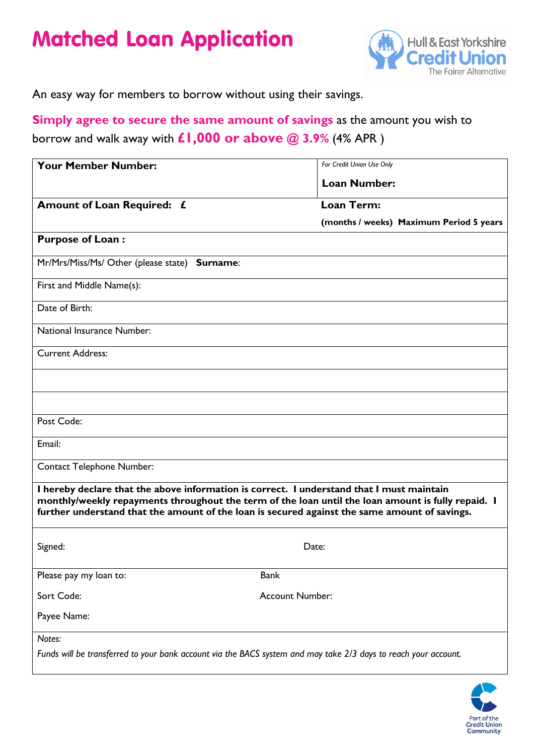# Matched Loan Application

Hull & East Yorkshire Credit Union
The Fairer Alternative

An easy way for members to borrow without using their savings.

**Simply agree to secure the same amount of savings** as the amount you wish to borrow and walk away with **£1,000 or above @ 3.9%** (4% APR )

| **Your Member Number:** | *For Credit Union Use Only* **Loan Number:** |
|---|---|
| **Amount of Loan Required: £** | **Loan Term:** **(months / weeks) Maximum Period 5 years** |
| **Purpose of Loan :** | |
| Mr/Mrs/Miss/Ms/ Other (please state) **Surname**: | |
| First and Middle Name(s): | |
| Date of Birth: | |
| National Insurance Number: | |
| Current Address: | |
| | |
| | |
| Post Code: | |
| Email: | |
| Contact Telephone Number: | |

**I hereby declare that the above information is correct. I understand that I must maintain monthly/weekly repayments throughout the term of the loan until the loan amount is fully repaid. I further understand that the amount of the loan is secured against the same amount of savings.**

| Signed: | Date: |
|---|---|
| Please pay my loan to: | Bank |
| Sort Code: | Account Number: |
| Payee Name: | |

*Notes:*

*Funds will be transferred to your bank account via the BACS system and may take 2/3 days to reach your account.*

Part of the Credit Union Community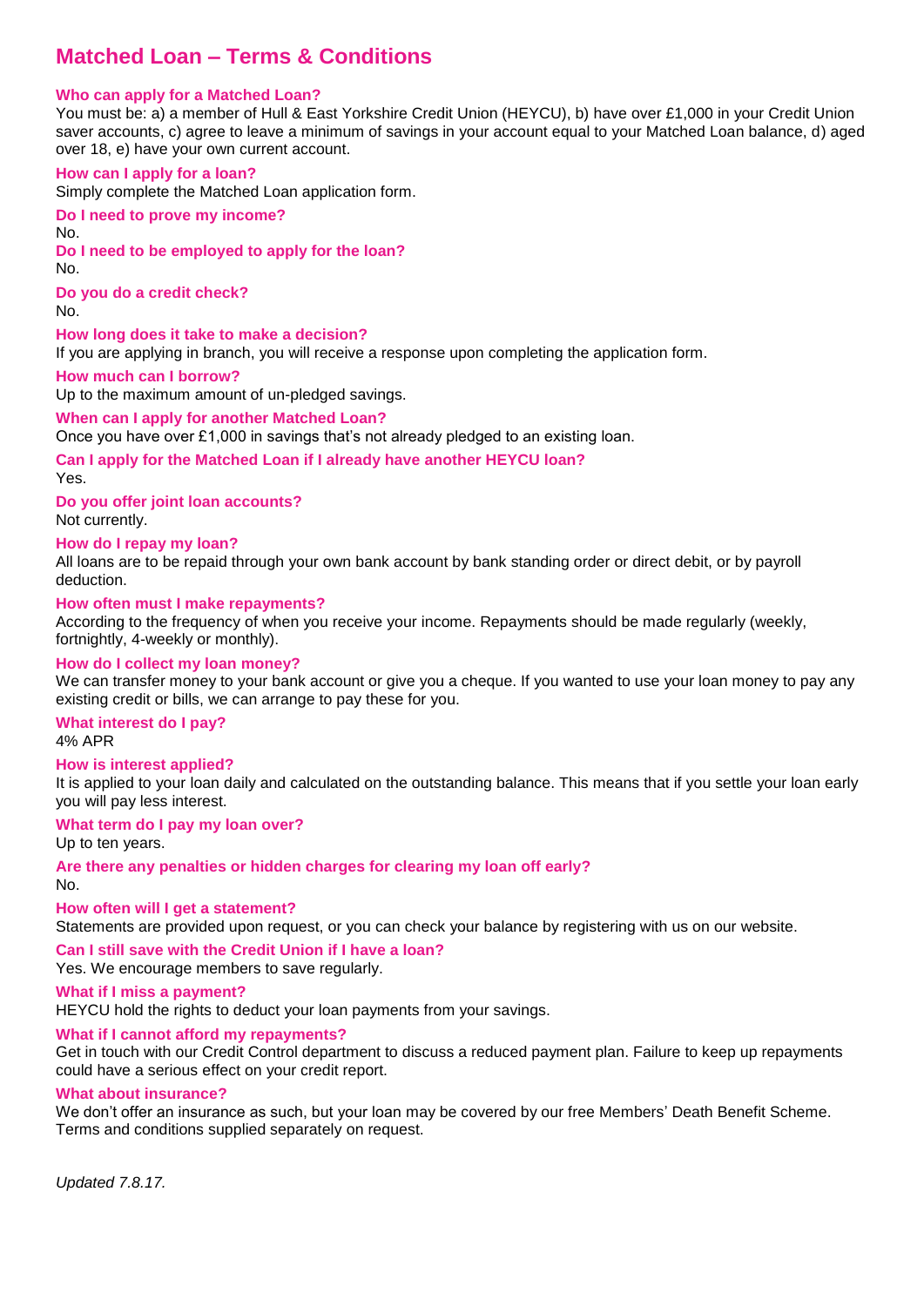# Matched Loan – Terms & Conditions

### Who can apply for a Matched Loan?

You must be: a) a member of Hull & East Yorkshire Credit Union (HEYCU), b) have over £1,000 in your Credit Union saver accounts, c) agree to leave a minimum of savings in your account equal to your Matched Loan balance, d) aged over 18, e) have your own current account.

### How can I apply for a loan?

Simply complete the Matched Loan application form.

### Do I need to prove my income?

No.

### Do I need to be employed to apply for the loan?

No.

### Do you do a credit check?

No.

### How long does it take to make a decision?

If you are applying in branch, you will receive a response upon completing the application form.

### How much can I borrow?

Up to the maximum amount of un-pledged savings.

### When can I apply for another Matched Loan?

Once you have over £1,000 in savings that's not already pledged to an existing loan.

### Can I apply for the Matched Loan if I already have another HEYCU loan?

Yes.

### Do you offer joint loan accounts?

Not currently.

### How do I repay my loan?

All loans are to be repaid through your own bank account by bank standing order or direct debit, or by payroll deduction.

### How often must I make repayments?

According to the frequency of when you receive your income. Repayments should be made regularly (weekly, fortnightly, 4-weekly or monthly).

### How do I collect my loan money?

We can transfer money to your bank account or give you a cheque. If you wanted to use your loan money to pay any existing credit or bills, we can arrange to pay these for you.

### What interest do I pay?

4% APR

### How is interest applied?

It is applied to your loan daily and calculated on the outstanding balance. This means that if you settle your loan early you will pay less interest.

### What term do I pay my loan over?

Up to ten years.

### Are there any penalties or hidden charges for clearing my loan off early?

No.

### How often will I get a statement?

Statements are provided upon request, or you can check your balance by registering with us on our website.

### Can I still save with the Credit Union if I have a loan?

Yes. We encourage members to save regularly.

### What if I miss a payment?

HEYCU hold the rights to deduct your loan payments from your savings.

### What if I cannot afford my repayments?

Get in touch with our Credit Control department to discuss a reduced payment plan. Failure to keep up repayments could have a serious effect on your credit report.

### What about insurance?

We don't offer an insurance as such, but your loan may be covered by our free Members' Death Benefit Scheme. Terms and conditions supplied separately on request.

*Updated 7.8.17.*